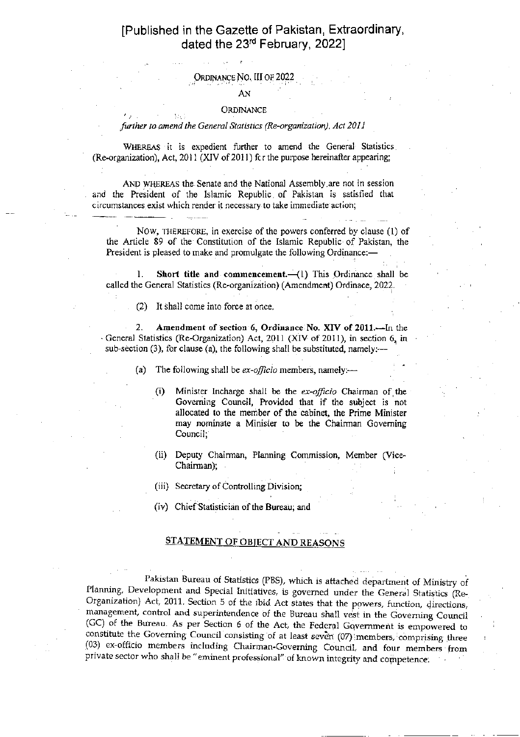# [Published in the Gazette of Pakistan, Extraordinary, dated the 23rd February, 2022]

ORDINANCE NO. III OF 2022

AN

ORDINANCE

*further to amend the General Statistics (Re-organization), Act 2011*

WHEREAS it is expedient further to amend the General Statistics (Re-organization), Act, 2011 (XIV of 2011) fcr the purpose hereinafter appearing;

AND WHEREAS the Senate and the National Assembly are not in session and the President of the Islamic Republic of Pakistan is satisfied that circumstances exist which render it necessary to take immediate action;

NOW, THEREFORE, in exercise of the powers conferred by clause (1) of the Article 89 of the Constitution of the Islamic Republic of Pakistan, the President is pleased to make and promulgate the following Ordinance:—

1. **Short title and commencement.**—(1) This Ordinance shall be called the General Statistics (Re-organization) (Amendment) Ordinace, 2022.

(2) It shall come into force at once.

2. **Amendment of section 6, Ordinance No. XIV of 2011.**—In the General Statistics (Re-Organization) Act, 2011 (XIV of 2011), in section 6, in sub-section (3), for clause (a), the following shall be substituted, namely:—

(a) The following shall be *ex-officio* members, namely:—

(i) Minister Incharge shall be the *ex-officio* Chairman of the Governing Council, Provided that if the subject is not allocated to the member of the cabinet, the Prime Minister may nominate a Minister to be the Chairman Governing Council;

(ii) Deputy Chairman, Planning Commission, Member (Vice-Chairman);

(iii) Secretary of Controlling Division;

(iv) Chief Statistician of the Bureau; and

## STATEMENT OF OBJECT AND REASONS

Pakistan Bureau of Statistics (PBS), which is attached department of Ministry of Planning, Development and Special Initiatives, is governed under the General Statistics (Re-Organization) Act, 2011. Section 5 of the ibid Act states that the powers, function, directions, management, control and superintendence of the Bureau shall vest in the Governing Council (GC) of the Bureau. As per Section 6 of the Act, the Federal Government is empowered to constitute the Governing Council consisting of at least seven (07) members, comprising three (03) ex-officio members including Chairman-Governing Council, and four members from private sector who shall be "eminent professional" of known integrity and competence.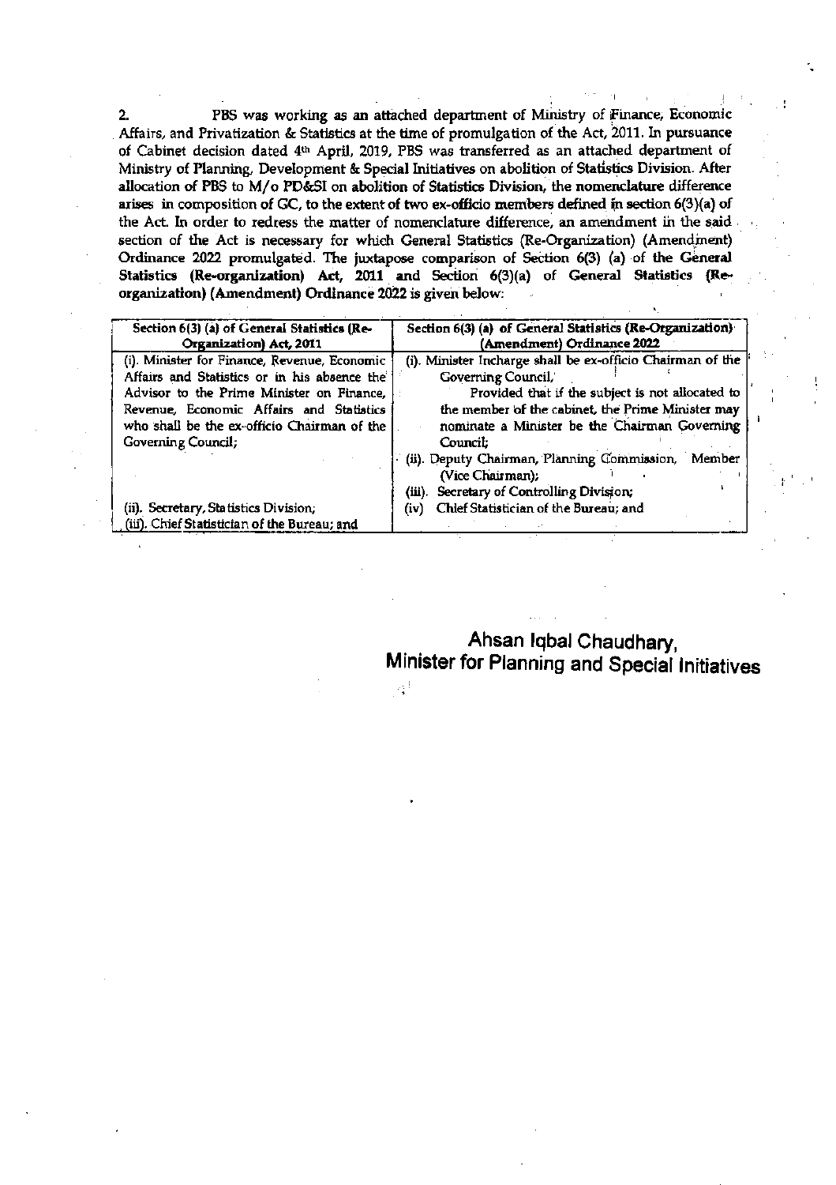2. PBS was working as an attached department of Ministry of Finance, Economic Affairs, and Privatization & Statistics at the time of promulgation of the Act, 2011. In pursuance of Cabinet decision dated 4th April, 2019, PBS was transferred as an attached department of Ministry of Planning, Development & Special Initiatives on abolition of Statistics Division. After allocation of PBS to M/o PD&SI on abolition of Statistics Division, the nomenclature difference arises in composition of GC, to the extent of two ex-officio members defined in section 6(3)(a) of the Act. In order to redress the matter of nomenclature difference, an amendment in the said section of the Act is necessary for which General Statistics (Re-Organization) (Amendment) Ordinance 2022 promulgated. The juxtapose comparison of Section 6(3) (a) of the **General Statistics (Re-organization) Act, 2011** and Section 6(3)(a) of **General Statistics (Re-organization) (Amendment) Ordinance 2022** is given below:

| Section 6(3) (a) of General Statistics (Re-Organization) Act, 2011 | Section 6(3) (a) of General Statistics (Re-Organization) (Amendment) Ordinance 2022 |
|---|---|
| (i). Minister for Finance, Revenue, Economic Affairs and Statistics or in his absence the Advisor to the Prime Minister on Finance, Revenue, Economic Affairs and Statistics who shall be the ex-officio Chairman of the Governing Council; | (i). Minister Incharge shall be ex-officio Chairman of the Governing Council; Provided that if the subject is not allocated to the member of the cabinet, the Prime Minister may nominate a Minister be the Chairman Governing Council; |
| | (ii). Deputy Chairman, Planning Commission, Member (Vice Chairman); |
| (ii). Secretary, Statistics Division; | (iii). Secretary of Controlling Division; |
| (iii). Chief Statistician of the Bureau; and | (iv) Chief Statistician of the Bureau; and |

**Ahsan Iqbal Chaudhary,**
**Minister for Planning and Special Initiatives**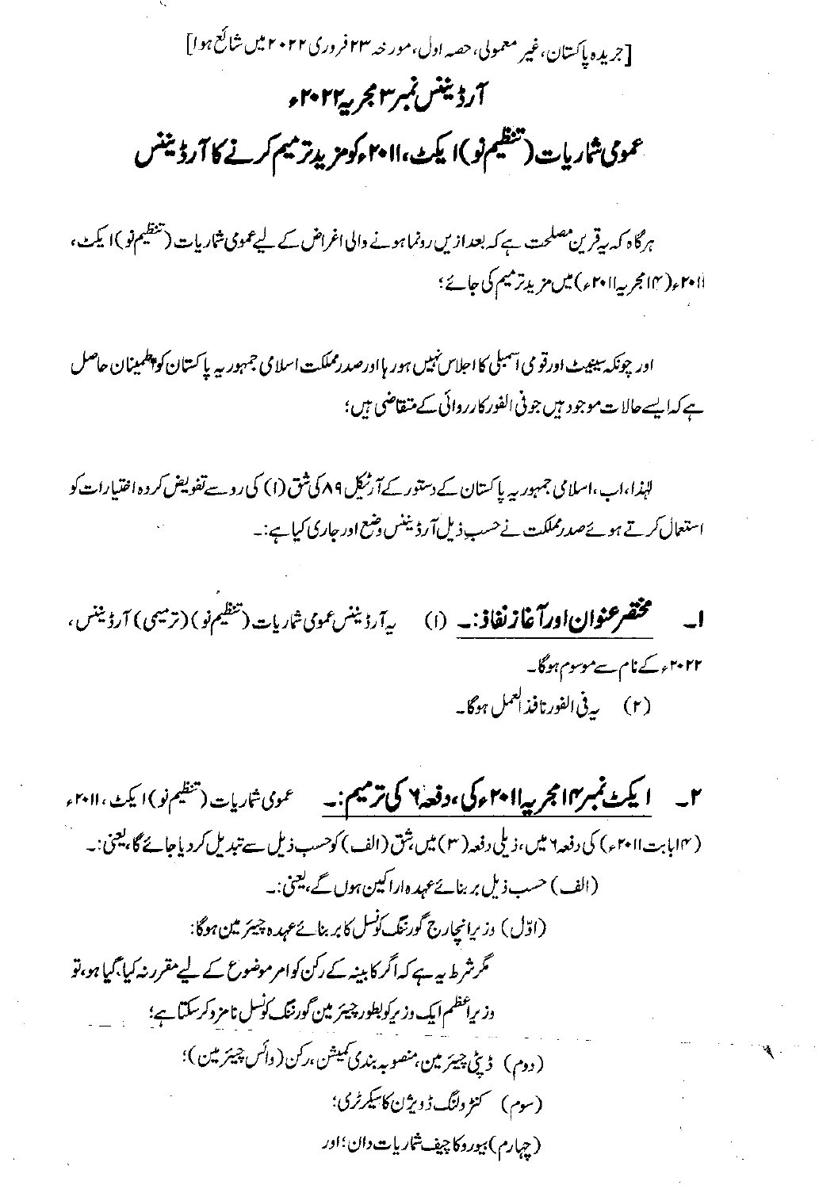[جریدہ پاکستان، غیر معمولی، حصہ اول، مورخہ ۲۳ فروری ۲۰۲۲ میں شائع ہوا]

# آرڈیننس نمبر ۳ مجریہ ۲۰۲۲ء

## عمومی شماریات (تنظیم نو) ایکٹ، ۲۰۱۱ء کو مزید ترمیم کرنے کا آرڈیننس

ہرگاہ کہ یہ قرین مصلحت ہے کہ بعد ازیں رونما ہونے والی اغراض کے لیے عمومی شماریات (تنظیم نو) ایکٹ، ۲۰۱۱ء (۱۴ مجریہ ۲۰۱۱ء) میں مزید ترمیم کی جائے؛

اور چونکہ سینیٹ اور قومی اسمبلی کا اجلاس نہیں ہو رہا اور صدر مملکت اسلامی جمہوریہ پاکستان کو اطمینان حاصل ہے کہ ایسے حالات موجود ہیں جو فی الفور کارروائی کے متقاضی ہیں؛

لہٰذا، اب، اسلامی جمہوریہ پاکستان کے دستور کے آرٹیکل ۸۹ کی شق (۱) کی رو سے تفویض کردہ اختیارات کو استعمال کرتے ہوئے صدر مملکت نے حسب ذیل آرڈیننس وضع اور جاری کیا ہے:-

۱۔ **مختصر عنوان اور آغاز نفاذ:-** (۱) یہ آرڈیننس عمومی شماریات (تنظیم نو) (ترمیمی) آرڈیننس، ۲۰۲۲ء کے نام سے موسوم ہوگا۔

(۲) یہ فی الفور نافذ العمل ہوگا۔

۲۔ **ایکٹ نمبر ۱۴ مجریہ ۲۰۱۱ء کی، دفعہ ۶ کی ترمیم:-** عمومی شماریات (تنظیم نو) ایکٹ، ۲۰۱۱ء (۱۴ بابت ۲۰۱۱ء) کی دفعہ ۶ میں، ذیلی دفعہ (۳) میں، شق (الف) کو حسب ذیل سے تبدیل کر دیا جائے گا، یعنی:-

(الف) حسب ذیل بر بنائے عہدہ اراکین ہوں گے، یعنی:-

(اوّل) وزیر انچارج گورننگ کونسل کا بر بنائے عہدہ چیئرمین ہوگا:

مگر شرط یہ ہے کہ اگر کابینہ کے رکن کو امر موضوع کے لیے مقرر نہ کیا گیا ہو، تو وزیر اعظم ایک وزیر کو بطور چیئرمین گورننگ کونسل نامزد کر سکتا ہے؛

(دوم) ڈپٹی چیئرمین، منصوبہ بندی کمیشن، رکن (وائس چیئرمین)؛

(سوم) کنٹرولنگ ڈویژن کا سیکرٹری؛

(چہارم) بیورو کا چیف شماریات دان؛ اور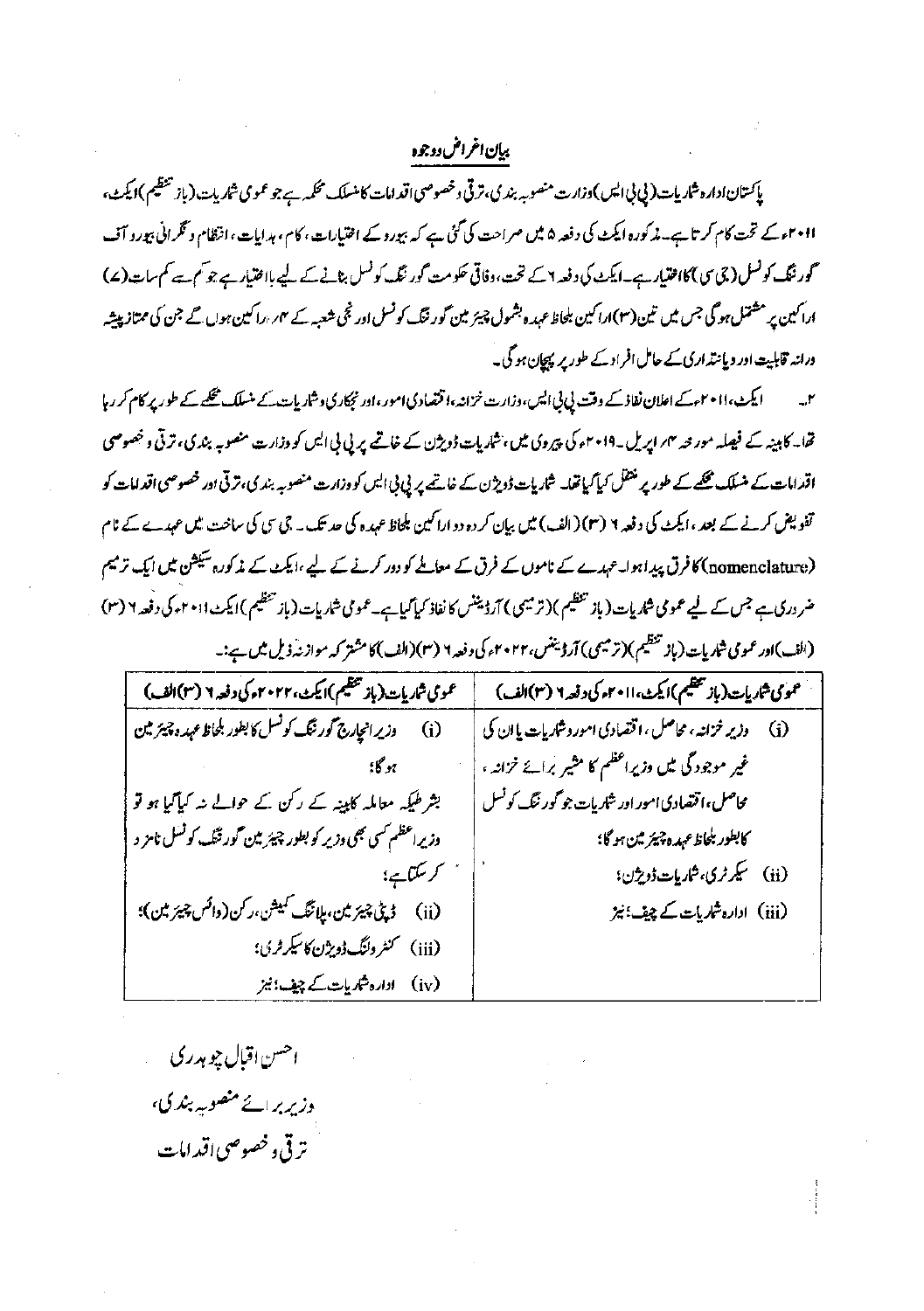## بیان اغراض ووجوہ

پاکستان ادارہ شماریات (پی بی ایس) وزارت منصوبہ بندی، ترقی و خصوصی اقدامات کا منسلک محکمہ ہے جو عمومی شماریات (باز تنظیم) ایکٹ، ۲۰۱۱ء کے تحت کام کرتا ہے۔ مذکورہ ایکٹ کی دفعہ ۵ میں صراحت کی گئی ہے کہ بیورو کے اختیارات، کام، ہدایات، انتظام و نگرانی بیورو آف گورننگ کونسل (جی سی) کا اختیار ہے۔ ایکٹ کی دفعہ ۶ کے تحت، وفاقی حکومت گورننگ کونسل بنانے کے لیے بااختیار ہے جو کم سے کم سات (۷) اراکین پر مشتمل ہوگی جس میں تین (۳) اراکین بلحاظ عہدہ بشمول چیئرمین گورننگ کونسل اور نجی شعبہ کے ۴ اراکین ہوں گے جن کی ممتاز پیشہ ورانہ قابلیت اور دیانتداری کے حامل افراد کے طور پر پہچان ہوگی۔

۲۔ ایکٹ، ۲۰۱۱ء کے اعلان نفاذ کے وقت پی بی ایس، وزارت خزانہ، اقتصادی امور، اور نجکاری و شماریات کے منسلک محکمے کے طور پر کام کر رہا تھا۔ کابینہ کے فیصلہ مورخہ ۴ اپریل ۲۰۱۹ء کی پیروی میں، شماریات ڈویژن کے خاتمے پر پی بی ایس کو وزارت منصوبہ بندی، ترقی و خصوصی اقدامات کے منسلک محکمے کے طور پر منتقل کیا گیا تھا۔ شماریات ڈویژن کے خاتمے پر پی بی ایس کو وزارت منصوبہ بندی، ترقی اور خصوصی اقدامات کو تفویض کرنے کے بعد، ایکٹ کی دفعہ ۶ (۳) (الف) میں بیان کردہ دو اراکین بلحاظ عہدہ کی حد تک۔ جی سی کی ساخت میں عہدے کے نام (nomenclature) کا فرق پیدا ہوا۔ عہدے کے ناموں کے فرق کے معاملے کو دور کرنے کے لیے، ایکٹ کے مذکورہ سیکشن میں ایک ترمیم ضروری ہے جس کے لیے عمومی شماریات (باز تنظیم) (ترمیمی) آرڈیننس کا نفاذ کیا گیا ہے۔ عمومی شماریات (باز تنظیم) ایکٹ ۲۰۱۱ء کی دفعہ ۶ (۳) (الف) اور عمومی شماریات (باز تنظیم) (ترمیمی) آرڈیننس، ۲۰۲۲ء کی دفعہ ۶ (۳) (الف) کا مشترکہ موازنہ ذیل میں ہے:-

| عمومی شماریات (باز تنظیم) ایکٹ، ۲۰۱۱ء کی دفعہ ۶ (۳) الف) | عمومی شماریات (باز تنظیم) ایکٹ، ۲۰۲۲ء کی دفعہ ۶ (۳) الف) |
| --- | --- |
| (i) وزیر خزانہ، محاصل، اقتصادی امور و شماریات یا ان کی غیر موجودگی میں وزیراعظم کا مشیر برائے خزانہ، محاصل، اقتصادی امور اور شماریات جو گورننگ کونسل کا بطور بلحاظ عہدہ چیئرمین ہوگا؛ | (i) وزیر انچارج گورننگ کونسل کا بطور بلحاظ عہدہ چیئرمین ہوگا؛<br>بشرطیکہ معاملہ کابینہ کے رکن کے حوالے نہ کیا گیا ہو تو وزیراعظم کسی بھی وزیر کو بطور چیئرمین گورننگ کونسل نامزد کر سکتا ہے؛ |
| (ii) سیکرٹری، شماریات ڈویژن؛ | (ii) ڈپٹی چیئرمین، پلاننگ کمیشن، رکن (وائس چیئرمین)؛ |
| (iii) ادارہ شماریات کے چیف؛ نیز | (iii) کنٹرولنگ ڈویژن کا سیکرٹری؛ |
| | (iv) ادارہ شماریات کے چیف؛ نیز |

احسن اقبال چوہدری

وزیر برائے منصوبہ بندی،

ترقی و خصوصی اقدامات